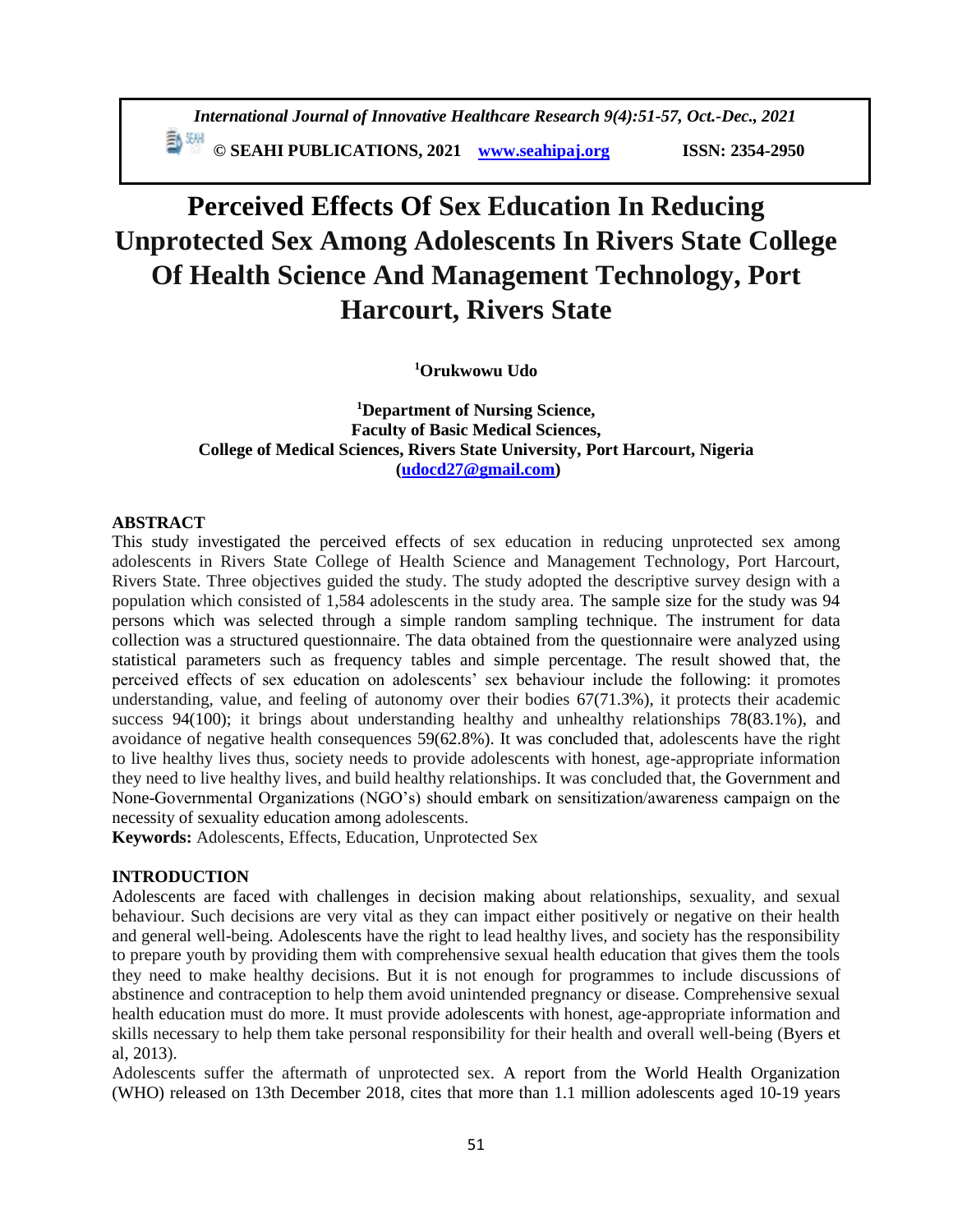# Perceived Effects Of Sex Education In Reducing Unprotected Sex Among Adolescents In Rivers State College Of Health Science And Management Technology, Port Harcourt, Rivers State

**[1]Orukwowu Udo**

**[1]Department of Nursing Science,**
**Faculty of Basic Medical Sciences,**
**College of Medical Sciences, Rivers State University, Port Harcourt, Nigeria**
**(udocd27@gmail.com)**

## ABSTRACT

This study investigated the perceived effects of sex education in reducing unprotected sex among adolescents in Rivers State College of Health Science and Management Technology, Port Harcourt, Rivers State. Three objectives guided the study. The study adopted the descriptive survey design with a population which consisted of 1,584 adolescents in the study area. The sample size for the study was 94 persons which was selected through a simple random sampling technique. The instrument for data collection was a structured questionnaire. The data obtained from the questionnaire were analyzed using statistical parameters such as frequency tables and simple percentage. The result showed that, the perceived effects of sex education on adolescents' sex behaviour include the following: it promotes understanding, value, and feeling of autonomy over their bodies 67(71.3%), it protects their academic success 94(100); it brings about understanding healthy and unhealthy relationships 78(83.1%), and avoidance of negative health consequences 59(62.8%). It was concluded that, adolescents have the right to live healthy lives thus, society needs to provide adolescents with honest, age-appropriate information they need to live healthy lives, and build healthy relationships. It was concluded that, the Government and None-Governmental Organizations (NGO's) should embark on sensitization/awareness campaign on the necessity of sexuality education among adolescents.

**Keywords:** Adolescents, Effects, Education, Unprotected Sex

## INTRODUCTION

Adolescents are faced with challenges in decision making about relationships, sexuality, and sexual behaviour. Such decisions are very vital as they can impact either positively or negative on their health and general well-being. Adolescents have the right to lead healthy lives, and society has the responsibility to prepare youth by providing them with comprehensive sexual health education that gives them the tools they need to make healthy decisions. But it is not enough for programmes to include discussions of abstinence and contraception to help them avoid unintended pregnancy or disease. Comprehensive sexual health education must do more. It must provide adolescents with honest, age-appropriate information and skills necessary to help them take personal responsibility for their health and overall well-being (Byers et al, 2013).

Adolescents suffer the aftermath of unprotected sex. A report from the World Health Organization (WHO) released on 13th December 2018, cites that more than 1.1 million adolescents aged 10-19 years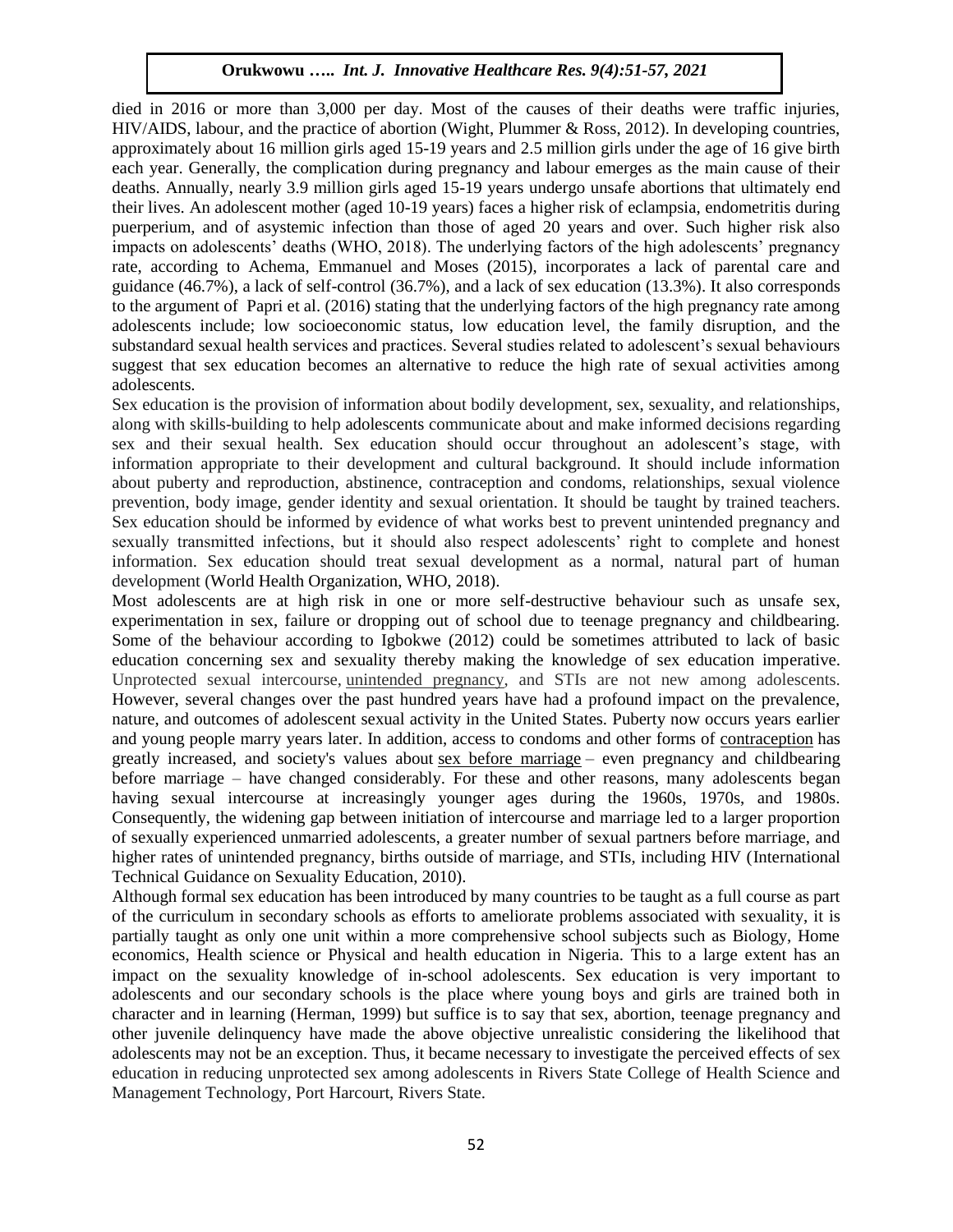died in 2016 or more than 3,000 per day. Most of the causes of their deaths were traffic injuries, HIV/AIDS, labour, and the practice of abortion (Wight, Plummer & Ross, 2012). In developing countries, approximately about 16 million girls aged 15-19 years and 2.5 million girls under the age of 16 give birth each year. Generally, the complication during pregnancy and labour emerges as the main cause of their deaths. Annually, nearly 3.9 million girls aged 15-19 years undergo unsafe abortions that ultimately end their lives. An adolescent mother (aged 10-19 years) faces a higher risk of eclampsia, endometritis during puerperium, and of asystemic infection than those of aged 20 years and over. Such higher risk also impacts on adolescents' deaths (WHO, 2018). The underlying factors of the high adolescents' pregnancy rate, according to Achema, Emmanuel and Moses (2015), incorporates a lack of parental care and guidance (46.7%), a lack of self-control (36.7%), and a lack of sex education (13.3%). It also corresponds to the argument of Papri et al. (2016) stating that the underlying factors of the high pregnancy rate among adolescents include; low socioeconomic status, low education level, the family disruption, and the substandard sexual health services and practices. Several studies related to adolescent's sexual behaviours suggest that sex education becomes an alternative to reduce the high rate of sexual activities among adolescents.

Sex education is the provision of information about bodily development, sex, sexuality, and relationships, along with skills-building to help adolescents communicate about and make informed decisions regarding sex and their sexual health. Sex education should occur throughout an adolescent's stage, with information appropriate to their development and cultural background. It should include information about puberty and reproduction, abstinence, contraception and condoms, relationships, sexual violence prevention, body image, gender identity and sexual orientation. It should be taught by trained teachers. Sex education should be informed by evidence of what works best to prevent unintended pregnancy and sexually transmitted infections, but it should also respect adolescents' right to complete and honest information. Sex education should treat sexual development as a normal, natural part of human development (World Health Organization, WHO, 2018).

Most adolescents are at high risk in one or more self-destructive behaviour such as unsafe sex, experimentation in sex, failure or dropping out of school due to teenage pregnancy and childbearing. Some of the behaviour according to Igbokwe (2012) could be sometimes attributed to lack of basic education concerning sex and sexuality thereby making the knowledge of sex education imperative. Unprotected sexual intercourse, unintended pregnancy, and STIs are not new among adolescents. However, several changes over the past hundred years have had a profound impact on the prevalence, nature, and outcomes of adolescent sexual activity in the United States. Puberty now occurs years earlier and young people marry years later. In addition, access to condoms and other forms of contraception has greatly increased, and society's values about sex before marriage – even pregnancy and childbearing before marriage – have changed considerably. For these and other reasons, many adolescents began having sexual intercourse at increasingly younger ages during the 1960s, 1970s, and 1980s. Consequently, the widening gap between initiation of intercourse and marriage led to a larger proportion of sexually experienced unmarried adolescents, a greater number of sexual partners before marriage, and higher rates of unintended pregnancy, births outside of marriage, and STIs, including HIV (International Technical Guidance on Sexuality Education, 2010).

Although formal sex education has been introduced by many countries to be taught as a full course as part of the curriculum in secondary schools as efforts to ameliorate problems associated with sexuality, it is partially taught as only one unit within a more comprehensive school subjects such as Biology, Home economics, Health science or Physical and health education in Nigeria. This to a large extent has an impact on the sexuality knowledge of in-school adolescents. Sex education is very important to adolescents and our secondary schools is the place where young boys and girls are trained both in character and in learning (Herman, 1999) but suffice is to say that sex, abortion, teenage pregnancy and other juvenile delinquency have made the above objective unrealistic considering the likelihood that adolescents may not be an exception. Thus, it became necessary to investigate the perceived effects of sex education in reducing unprotected sex among adolescents in Rivers State College of Health Science and Management Technology, Port Harcourt, Rivers State.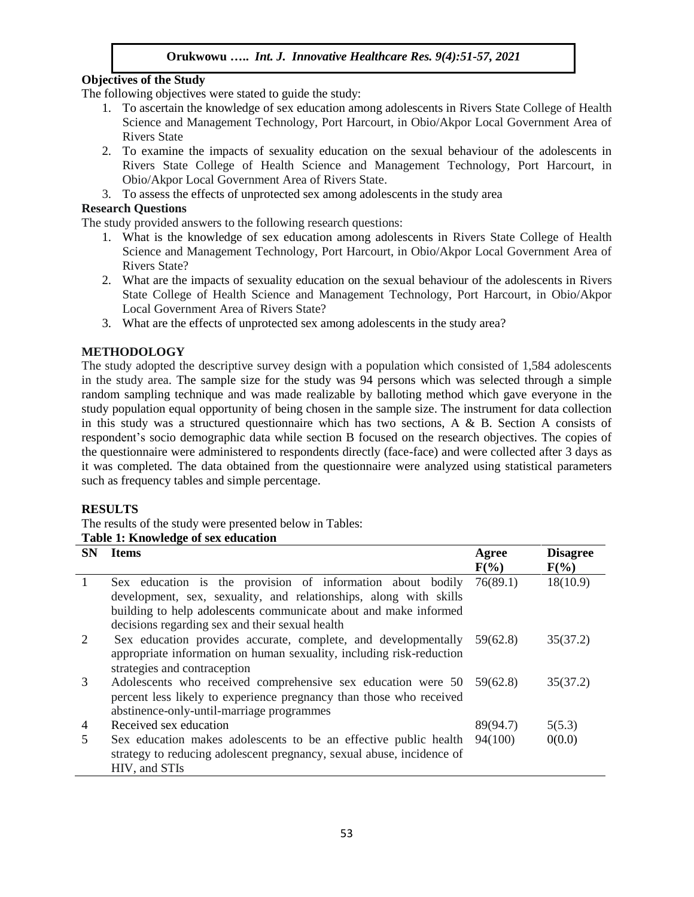### Objectives of the Study

The following objectives were stated to guide the study:

1. To ascertain the knowledge of sex education among adolescents in Rivers State College of Health Science and Management Technology, Port Harcourt, in Obio/Akpor Local Government Area of Rivers State
2. To examine the impacts of sexuality education on the sexual behaviour of the adolescents in Rivers State College of Health Science and Management Technology, Port Harcourt, in Obio/Akpor Local Government Area of Rivers State.
3. To assess the effects of unprotected sex among adolescents in the study area

### Research Questions

The study provided answers to the following research questions:

1. What is the knowledge of sex education among adolescents in Rivers State College of Health Science and Management Technology, Port Harcourt, in Obio/Akpor Local Government Area of Rivers State?
2. What are the impacts of sexuality education on the sexual behaviour of the adolescents in Rivers State College of Health Science and Management Technology, Port Harcourt, in Obio/Akpor Local Government Area of Rivers State?
3. What are the effects of unprotected sex among adolescents in the study area?

## METHODOLOGY

The study adopted the descriptive survey design with a population which consisted of 1,584 adolescents in the study area. The sample size for the study was 94 persons which was selected through a simple random sampling technique and was made realizable by balloting method which gave everyone in the study population equal opportunity of being chosen in the sample size. The instrument for data collection in this study was a structured questionnaire which has two sections, A & B. Section A consists of respondent's socio demographic data while section B focused on the research objectives. The copies of the questionnaire were administered to respondents directly (face-face) and were collected after 3 days as it was completed. The data obtained from the questionnaire were analyzed using statistical parameters such as frequency tables and simple percentage.

## RESULTS

The results of the study were presented below in Tables:

**Table 1: Knowledge of sex education**

| SN | Items | Agree F(%) | Disagree F(%) |
|---|---|---|---|
| 1 | Sex education is the provision of information about bodily development, sex, sexuality, and relationships, along with skills building to help adolescents communicate about and make informed decisions regarding sex and their sexual health | 76(89.1) | 18(10.9) |
| 2 | Sex education provides accurate, complete, and developmentally appropriate information on human sexuality, including risk-reduction strategies and contraception | 59(62.8) | 35(37.2) |
| 3 | Adolescents who received comprehensive sex education were 50 percent less likely to experience pregnancy than those who received abstinence-only-until-marriage programmes | 59(62.8) | 35(37.2) |
| 4 | Received sex education | 89(94.7) | 5(5.3) |
| 5 | Sex education makes adolescents to be an effective public health strategy to reducing adolescent pregnancy, sexual abuse, incidence of HIV, and STIs | 94(100) | 0(0.0) |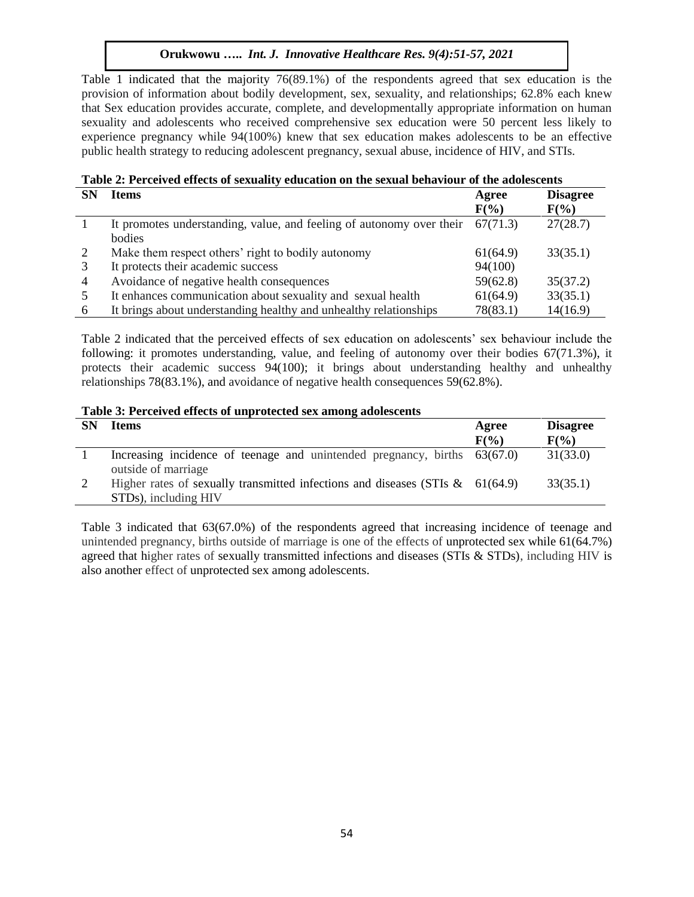Table 1 indicated that the majority 76(89.1%) of the respondents agreed that sex education is the provision of information about bodily development, sex, sexuality, and relationships; 62.8% each knew that Sex education provides accurate, complete, and developmentally appropriate information on human sexuality and adolescents who received comprehensive sex education were 50 percent less likely to experience pregnancy while 94(100%) knew that sex education makes adolescents to be an effective public health strategy to reducing adolescent pregnancy, sexual abuse, incidence of HIV, and STIs.

**Table 2: Perceived effects of sexuality education on the sexual behaviour of the adolescents**

| SN | Items | Agree F(%) | Disagree F(%) |
|---|---|---|---|
| 1 | It promotes understanding, value, and feeling of autonomy over their bodies | 67(71.3) | 27(28.7) |
| 2 | Make them respect others' right to bodily autonomy | 61(64.9) | 33(35.1) |
| 3 | It protects their academic success | 94(100) | |
| 4 | Avoidance of negative health consequences | 59(62.8) | 35(37.2) |
| 5 | It enhances communication about sexuality and sexual health | 61(64.9) | 33(35.1) |
| 6 | It brings about understanding healthy and unhealthy relationships | 78(83.1) | 14(16.9) |

Table 2 indicated that the perceived effects of sex education on adolescents' sex behaviour include the following: it promotes understanding, value, and feeling of autonomy over their bodies 67(71.3%), it protects their academic success 94(100); it brings about understanding healthy and unhealthy relationships 78(83.1%), and avoidance of negative health consequences 59(62.8%).

**Table 3: Perceived effects of unprotected sex among adolescents**

| SN | Items | Agree F(%) | Disagree F(%) |
|---|---|---|---|
| 1 | Increasing incidence of teenage and unintended pregnancy, births outside of marriage | 63(67.0) | 31(33.0) |
| 2 | Higher rates of sexually transmitted infections and diseases (STIs & STDs), including HIV | 61(64.9) | 33(35.1) |

Table 3 indicated that 63(67.0%) of the respondents agreed that increasing incidence of teenage and unintended pregnancy, births outside of marriage is one of the effects of unprotected sex while 61(64.7%) agreed that higher rates of sexually transmitted infections and diseases (STIs & STDs), including HIV is also another effect of unprotected sex among adolescents.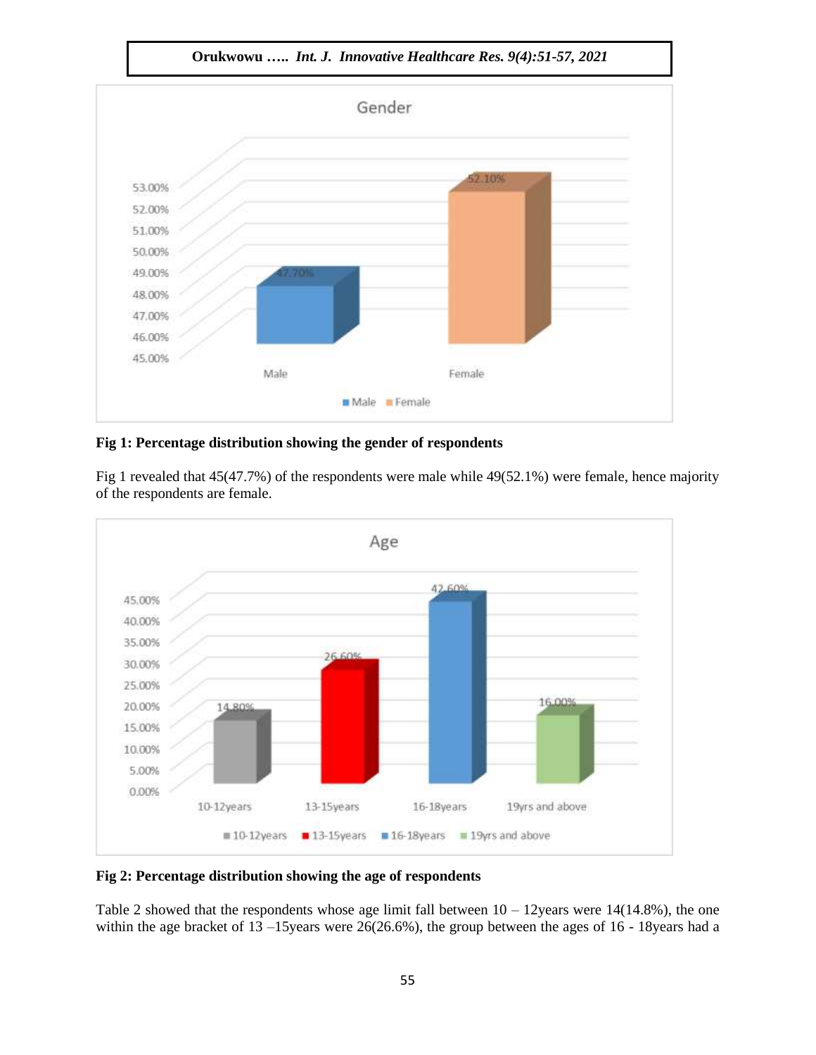**Fig 1: Percentage distribution showing the gender of respondents**

Fig 1 revealed that 45(47.7%) of the respondents were male while 49(52.1%) were female, hence majority of the respondents are female.

**Fig 2: Percentage distribution showing the age of respondents**

Table 2 showed that the respondents whose age limit fall between 10 – 12years were 14(14.8%), the one within the age bracket of 13 –15years were 26(26.6%), the group between the ages of 16 - 18years had a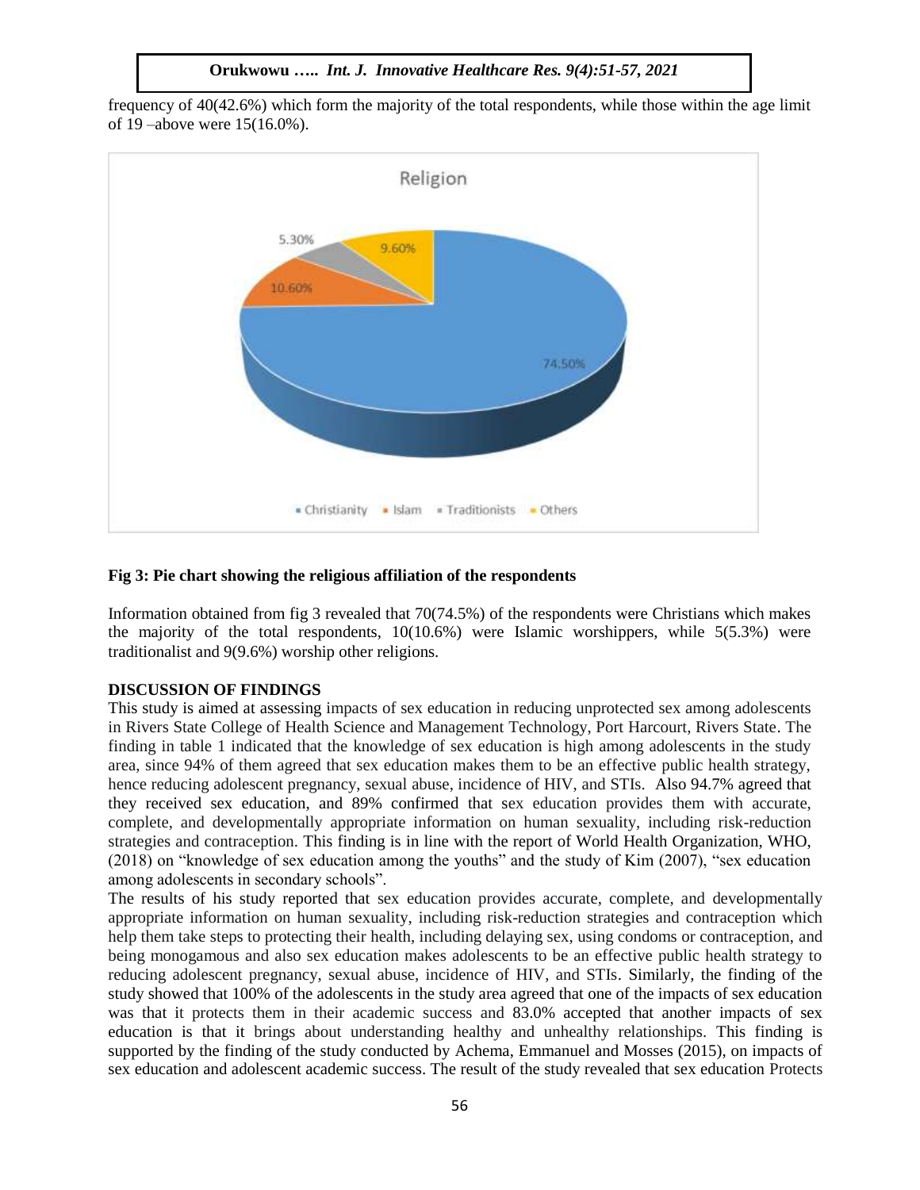frequency of 40(42.6%) which form the majority of the total respondents, while those within the age limit of 19 –above were 15(16.0%).

**Fig 3: Pie chart showing the religious affiliation of the respondents**

Information obtained from fig 3 revealed that 70(74.5%) of the respondents were Christians which makes the majority of the total respondents, 10(10.6%) were Islamic worshippers, while 5(5.3%) were traditionalist and 9(9.6%) worship other religions.

## DISCUSSION OF FINDINGS

This study is aimed at assessing impacts of sex education in reducing unprotected sex among adolescents in Rivers State College of Health Science and Management Technology, Port Harcourt, Rivers State. The finding in table 1 indicated that the knowledge of sex education is high among adolescents in the study area, since 94% of them agreed that sex education makes them to be an effective public health strategy, hence reducing adolescent pregnancy, sexual abuse, incidence of HIV, and STIs. Also 94.7% agreed that they received sex education, and 89% confirmed that sex education provides them with accurate, complete, and developmentally appropriate information on human sexuality, including risk-reduction strategies and contraception. This finding is in line with the report of World Health Organization, WHO, (2018) on "knowledge of sex education among the youths" and the study of Kim (2007), "sex education among adolescents in secondary schools".

The results of his study reported that sex education provides accurate, complete, and developmentally appropriate information on human sexuality, including risk-reduction strategies and contraception which help them take steps to protecting their health, including delaying sex, using condoms or contraception, and being monogamous and also sex education makes adolescents to be an effective public health strategy to reducing adolescent pregnancy, sexual abuse, incidence of HIV, and STIs. Similarly, the finding of the study showed that 100% of the adolescents in the study area agreed that one of the impacts of sex education was that it protects them in their academic success and 83.0% accepted that another impacts of sex education is that it brings about understanding healthy and unhealthy relationships. This finding is supported by the finding of the study conducted by Achema, Emmanuel and Mosses (2015), on impacts of sex education and adolescent academic success. The result of the study revealed that sex education Protects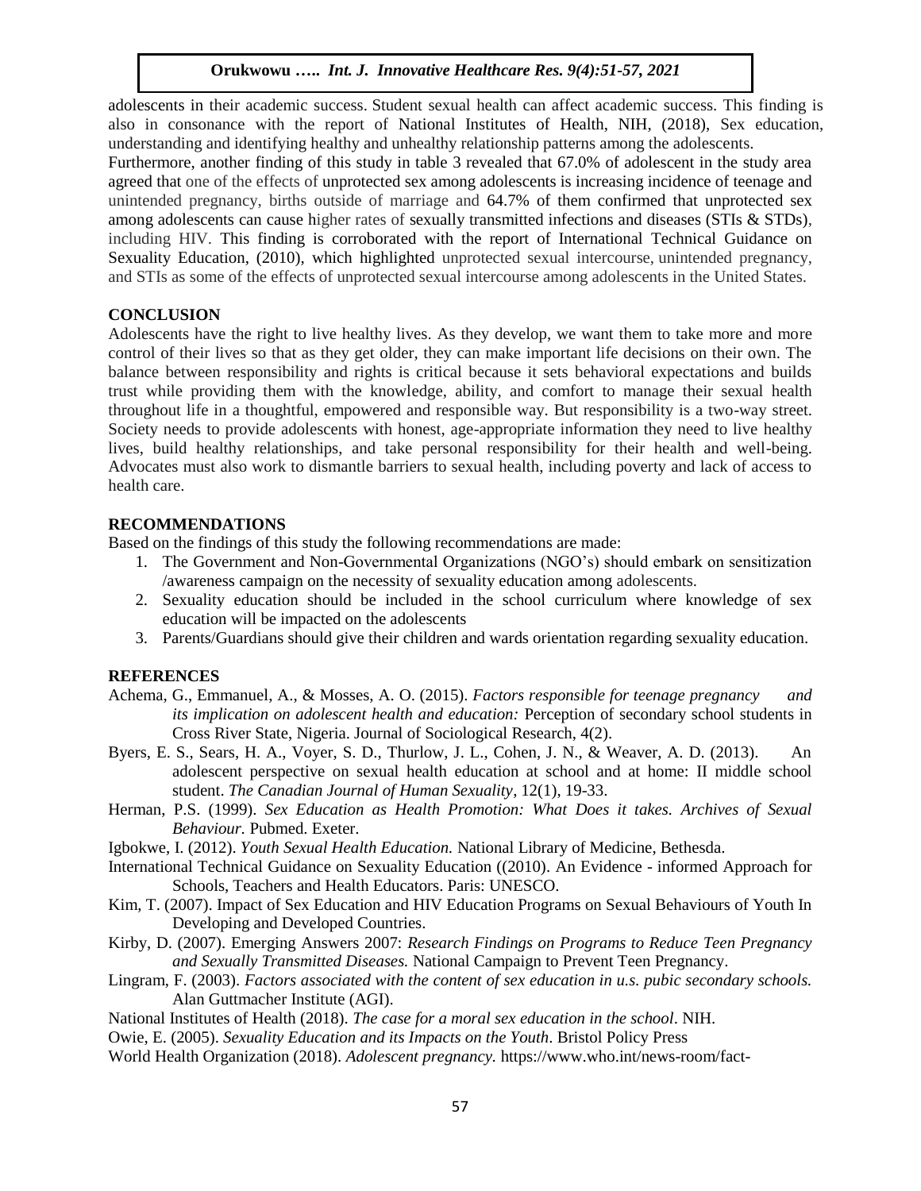adolescents in their academic success. Student sexual health can affect academic success. This finding is also in consonance with the report of National Institutes of Health, NIH, (2018), Sex education, understanding and identifying healthy and unhealthy relationship patterns among the adolescents.

Furthermore, another finding of this study in table 3 revealed that 67.0% of adolescent in the study area agreed that one of the effects of unprotected sex among adolescents is increasing incidence of teenage and unintended pregnancy, births outside of marriage and 64.7% of them confirmed that unprotected sex among adolescents can cause higher rates of sexually transmitted infections and diseases (STIs & STDs), including HIV. This finding is corroborated with the report of International Technical Guidance on Sexuality Education, (2010), which highlighted unprotected sexual intercourse, unintended pregnancy, and STIs as some of the effects of unprotected sexual intercourse among adolescents in the United States.

## CONCLUSION

Adolescents have the right to live healthy lives. As they develop, we want them to take more and more control of their lives so that as they get older, they can make important life decisions on their own. The balance between responsibility and rights is critical because it sets behavioral expectations and builds trust while providing them with the knowledge, ability, and comfort to manage their sexual health throughout life in a thoughtful, empowered and responsible way. But responsibility is a two-way street. Society needs to provide adolescents with honest, age-appropriate information they need to live healthy lives, build healthy relationships, and take personal responsibility for their health and well-being. Advocates must also work to dismantle barriers to sexual health, including poverty and lack of access to health care.

## RECOMMENDATIONS

Based on the findings of this study the following recommendations are made:

1. The Government and Non-Governmental Organizations (NGO's) should embark on sensitization /awareness campaign on the necessity of sexuality education among adolescents.
2. Sexuality education should be included in the school curriculum where knowledge of sex education will be impacted on the adolescents
3. Parents/Guardians should give their children and wards orientation regarding sexuality education.

## REFERENCES

Achema, G., Emmanuel, A., & Mosses, A. O. (2015). *Factors responsible for teenage pregnancy and its implication on adolescent health and education:* Perception of secondary school students in Cross River State, Nigeria. Journal of Sociological Research, 4(2).

Byers, E. S., Sears, H. A., Voyer, S. D., Thurlow, J. L., Cohen, J. N., & Weaver, A. D. (2013). An adolescent perspective on sexual health education at school and at home: II middle school student. *The Canadian Journal of Human Sexuality*, 12(1), 19-33.

Herman, P.S. (1999). *Sex Education as Health Promotion: What Does it takes. Archives of Sexual Behaviour.* Pubmed. Exeter.

Igbokwe, I. (2012). *Youth Sexual Health Education.* National Library of Medicine, Bethesda.

International Technical Guidance on Sexuality Education ((2010). An Evidence - informed Approach for Schools, Teachers and Health Educators. Paris: UNESCO.

Kim, T. (2007). Impact of Sex Education and HIV Education Programs on Sexual Behaviours of Youth In Developing and Developed Countries.

Kirby, D. (2007). Emerging Answers 2007: *Research Findings on Programs to Reduce Teen Pregnancy and Sexually Transmitted Diseases.* National Campaign to Prevent Teen Pregnancy.

Lingram, F. (2003). *Factors associated with the content of sex education in u.s. pubic secondary schools.* Alan Guttmacher Institute (AGI).

National Institutes of Health (2018). *The case for a moral sex education in the school*. NIH.

Owie, E. (2005). *Sexuality Education and its Impacts on the Youth*. Bristol Policy Press

World Health Organization (2018). *Adolescent pregnancy.* https://www.who.int/news-room/fact-